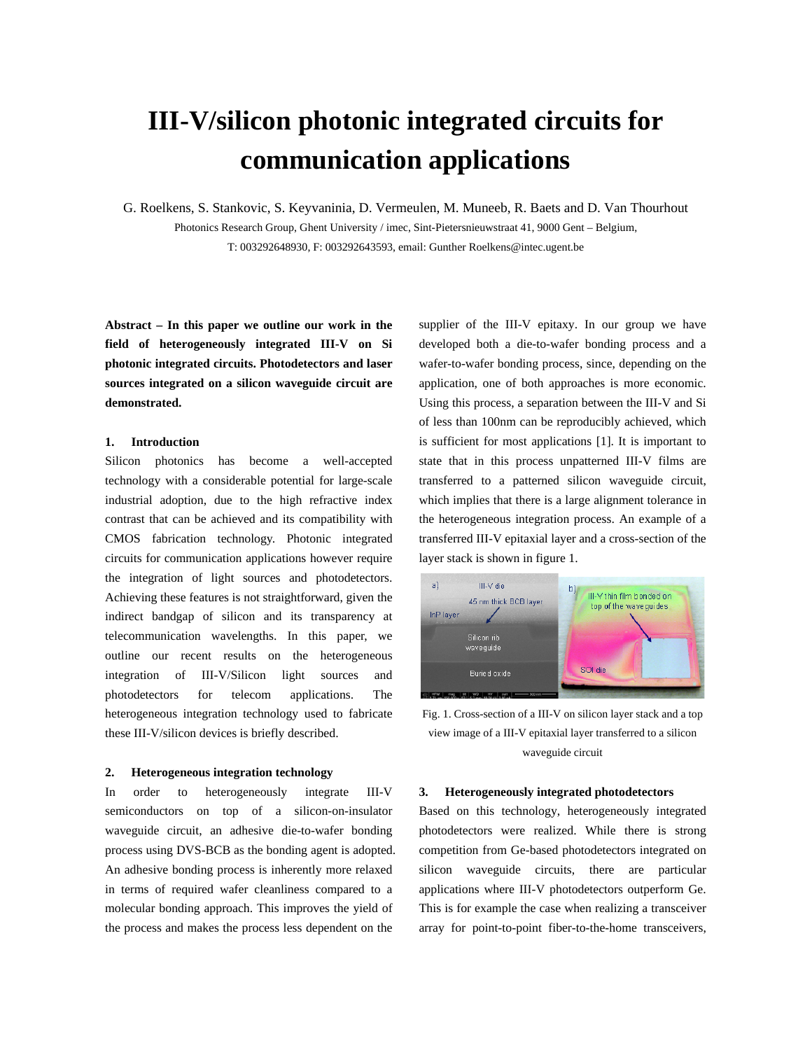# III-V/silicon photonic integrated circuits for communication applications

G. Roelkens, S. Stankovic, S. Keyvaninia, D. Vermeulen, M. Muneeb, R. Baets and D. Van Thourhout

Photonics Research Group, Ghent University / imec, Sint-Pietersnieuwstraat 41, 9000 Gent – Belgium,

T: 003292648930, F: 003292643593, email: Gunther Roelkens@intec.ugent.be

**Abstract – In this paper we outline our work in the field of heterogeneously integrated III-V on Si photonic integrated circuits. Photodetectors and laser sources integrated on a silicon waveguide circuit are demonstrated.**

## 1. Introduction

Silicon photonics has become a well-accepted technology with a considerable potential for large-scale industrial adoption, due to the high refractive index contrast that can be achieved and its compatibility with CMOS fabrication technology. Photonic integrated circuits for communication applications however require the integration of light sources and photodetectors. Achieving these features is not straightforward, given the indirect bandgap of silicon and its transparency at telecommunication wavelengths. In this paper, we outline our recent results on the heterogeneous integration of III-V/Silicon light sources and photodetectors for telecom applications. The heterogeneous integration technology used to fabricate these III-V/silicon devices is briefly described.

## 2. Heterogeneous integration technology

In order to heterogeneously integrate III-V semiconductors on top of a silicon-on-insulator waveguide circuit, an adhesive die-to-wafer bonding process using DVS-BCB as the bonding agent is adopted. An adhesive bonding process is inherently more relaxed in terms of required wafer cleanliness compared to a molecular bonding approach. This improves the yield of the process and makes the process less dependent on the supplier of the III-V epitaxy. In our group we have developed both a die-to-wafer bonding process and a wafer-to-wafer bonding process, since, depending on the application, one of both approaches is more economic. Using this process, a separation between the III-V and Si of less than 100nm can be reproducibly achieved, which is sufficient for most applications [1]. It is important to state that in this process unpatterned III-V films are transferred to a patterned silicon waveguide circuit, which implies that there is a large alignment tolerance in the heterogeneous integration process. An example of a transferred III-V epitaxial layer and a cross-section of the layer stack is shown in figure 1.

Fig. 1. Cross-section of a III-V on silicon layer stack and a top view image of a III-V epitaxial layer transferred to a silicon waveguide circuit

## 3. Heterogeneously integrated photodetectors

Based on this technology, heterogeneously integrated photodetectors were realized. While there is strong competition from Ge-based photodetectors integrated on silicon waveguide circuits, there are particular applications where III-V photodetectors outperform Ge. This is for example the case when realizing a transceiver array for point-to-point fiber-to-the-home transceivers,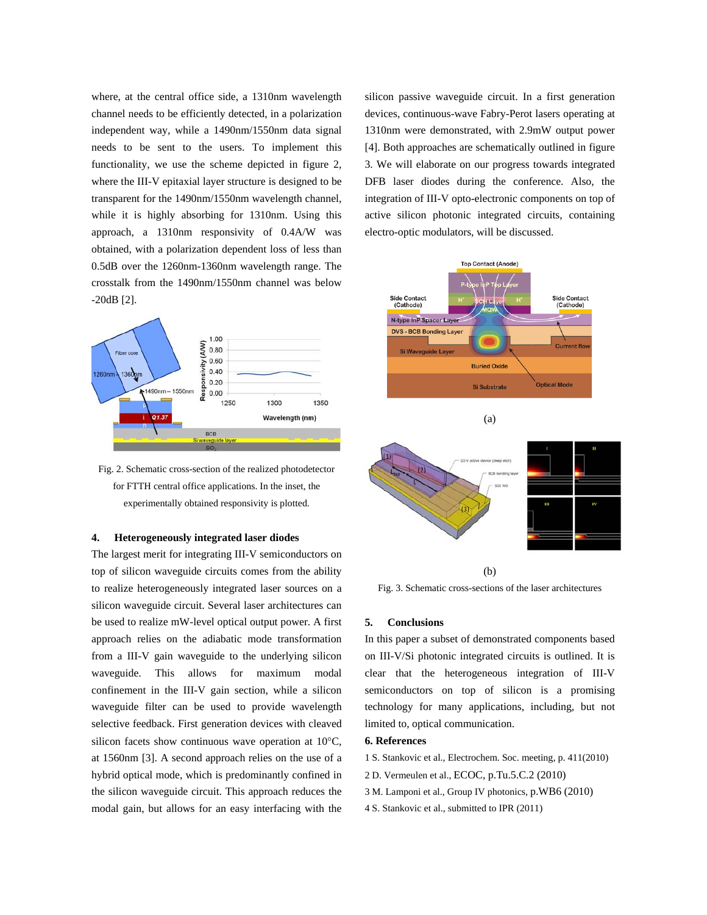where, at the central office side, a 1310nm wavelength channel needs to be efficiently detected, in a polarization independent way, while a 1490nm/1550nm data signal needs to be sent to the users. To implement this functionality, we use the scheme depicted in figure 2, where the III-V epitaxial layer structure is designed to be transparent for the 1490nm/1550nm wavelength channel, while it is highly absorbing for 1310nm. Using this approach, a 1310nm responsivity of 0.4A/W was obtained, with a polarization dependent loss of less than 0.5dB over the 1260nm-1360nm wavelength range. The crosstalk from the 1490nm/1550nm channel was below -20dB [2].

Fig. 2. Schematic cross-section of the realized photodetector for FTTH central office applications. In the inset, the experimentally obtained responsivity is plotted.

## 4. Heterogeneously integrated laser diodes

The largest merit for integrating III-V semiconductors on top of silicon waveguide circuits comes from the ability to realize heterogeneously integrated laser sources on a silicon waveguide circuit. Several laser architectures can be used to realize mW-level optical output power. A first approach relies on the adiabatic mode transformation from a III-V gain waveguide to the underlying silicon waveguide. This allows for maximum modal confinement in the III-V gain section, while a silicon waveguide filter can be used to provide wavelength selective feedback. First generation devices with cleaved silicon facets show continuous wave operation at 10°C, at 1560nm [3]. A second approach relies on the use of a hybrid optical mode, which is predominantly confined in the silicon waveguide circuit. This approach reduces the modal gain, but allows for an easy interfacing with the silicon passive waveguide circuit. In a first generation devices, continuous-wave Fabry-Perot lasers operating at 1310nm were demonstrated, with 2.9mW output power [4]. Both approaches are schematically outlined in figure 3. We will elaborate on our progress towards integrated DFB laser diodes during the conference. Also, the integration of III-V opto-electronic components on top of active silicon photonic integrated circuits, containing electro-optic modulators, will be discussed.

(a)

(b)

Fig. 3. Schematic cross-sections of the laser architectures

## 5. Conclusions

In this paper a subset of demonstrated components based on III-V/Si photonic integrated circuits is outlined. It is clear that the heterogeneous integration of III-V semiconductors on top of silicon is a promising technology for many applications, including, but not limited to, optical communication.

## 6. References

1 S. Stankovic et al., Electrochem. Soc. meeting, p. 411(2010)

2 D. Vermeulen et al., ECOC, p.Tu.5.C.2 (2010)

3 M. Lamponi et al., Group IV photonics, p.WB6 (2010)

4 S. Stankovic et al., submitted to IPR (2011)